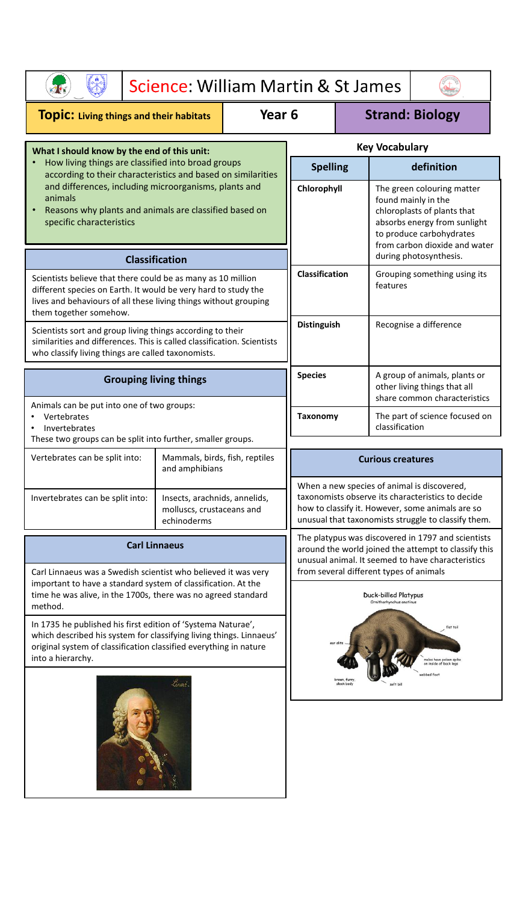# Science: William Martin & St James

**Topic: Living things and their habitats** | **Year 6** | **Strand: Biology**

## What I should know by the end of this unit:

- How living things are classified into broad groups according to their characteristics and based on similarities and differences, including microorganisms, plants and animals
- Reasons why plants and animals are classified based on specific characteristics

## Classification

Scientists believe that there could be as many as 10 million different species on Earth. It would be very hard to study the lives and behaviours of all these living things without grouping them together somehow.

Scientists sort and group living things according to their similarities and differences. This is called classification. Scientists who classify living things are called taxonomists.

## Grouping living things

Animals can be put into one of two groups:

- Vertebrates
- Invertebrates

These two groups can be split into further, smaller groups.

| | |
|---|---|
| Vertebrates can be split into: | Mammals, birds, fish, reptiles and amphibians |
| Invertebrates can be split into: | Insects, arachnids, annelids, molluscs, crustaceans and echinoderms |

## Carl Linnaeus

Carl Linnaeus was a Swedish scientist who believed it was very important to have a standard system of classification. At the time he was alive, in the 1700s, there was no agreed standard method.

In 1735 he published his first edition of 'Systema Naturae', which described his system for classifying living things. Linnaeus' original system of classification classified everything in nature into a hierarchy.

## Key Vocabulary

| Spelling | definition |
|---|---|
| **Chlorophyll** | The green colouring matter found mainly in the chloroplasts of plants that absorbs energy from sunlight to produce carbohydrates from carbon dioxide and water during photosynthesis. |
| **Classification** | Grouping something using its features |
| **Distinguish** | Recognise a difference |
| **Species** | A group of animals, plants or other living things that all share common characteristics |
| **Taxonomy** | The part of science focused on classification |

## Curious creatures

When a new species of animal is discovered, taxonomists observe its characteristics to decide how to classify it. However, some animals are so unusual that taxonomists struggle to classify them.

The platypus was discovered in 1797 and scientists around the world joined the attempt to classify this unusual animal. It seemed to have characteristics from several different types of animals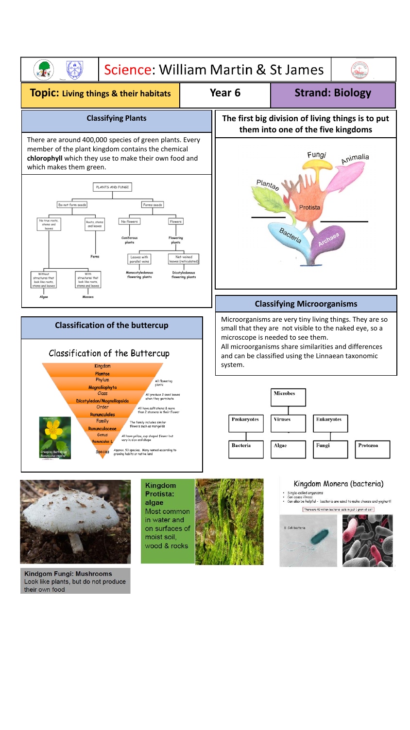# Science: William Martin & St James

## Topic: Living things & their habitats

**Year 6**

**Strand: Biology**

### Classifying Plants

There are around 400,000 species of green plants. Every member of the plant kingdom contains the chemical **chlorophyll** which they use to make their own food and which makes them green.

PLANTS AND FUNGI

- Do not form seeds
  - No true roots, stems and leaves
    - Without structures that look like roots, stems and leaves
      - Algae
    - With structures that look like roots, stems and leaves
      - Mosses
  - Roots, stems and leaves
    - Ferns
- Forms seeds
  - No flowers
    - Coniferous plants
  - Flowers
    - Flowering plants
      - Leaves with parallel veins
        - Monocotyledonous flowering plants
      - Net-veined leaves (reticulated)
        - Dicotyledonous flowering plants

### The first big division of living things is to put them into one of the five kingdoms

Fungi, Animalia, Plantae, Protista, Bacteria, Archaea

### Classification of the buttercup

Classification of the Buttercup

| Rank | Name | Description |
|---|---|---|
| Kingdom | Plantae | |
| Phylum | Magnoliophyta | All flowering plants |
| Class | Dicotyledon/Magnoliopsida | All produce 2 seed leaves when they germinate |
| Order | Rununculales | All have soft stems & more than 2 stamens in their flower |
| Family | Rununculaceae | The family includes similar flowers such as marigolds |
| Genus | Ranunculus L. | All have yellow, cup shaped flower but vary in size and shape |
| Species | | Approx. 93 species. Many named according to growing habits or native land |

Creeping Buttercup *Ranunculus repens*

### Classifying Microorganisms

Microorganisms are very tiny living things. They are so small that they are not visible to the naked eye, so a microscope is needed to see them.
All microorganisms share similarities and differences and can be classified using the Linnaean taxonomic system.

Microbes

- Prokaryotes
  - Bacteria
- Viruses
- Eukaryotes
  - Algae
  - Fungi
  - Protozoa

**Kindgom Fungi: Mushrooms**
Look like plants, but do not produce their own food

**Kingdom Protista: algae**
Most common in water and on surfaces of moist soil, wood & rocks

### Kingdom Monera (bacteria)

- Single-celled organisms
- Can cause illness
- Can also be helpful - bacteria are used to make cheese and yoghurt!

There are 40 million bacteria cells in just 1 gram of soil!

E. Coli bacteria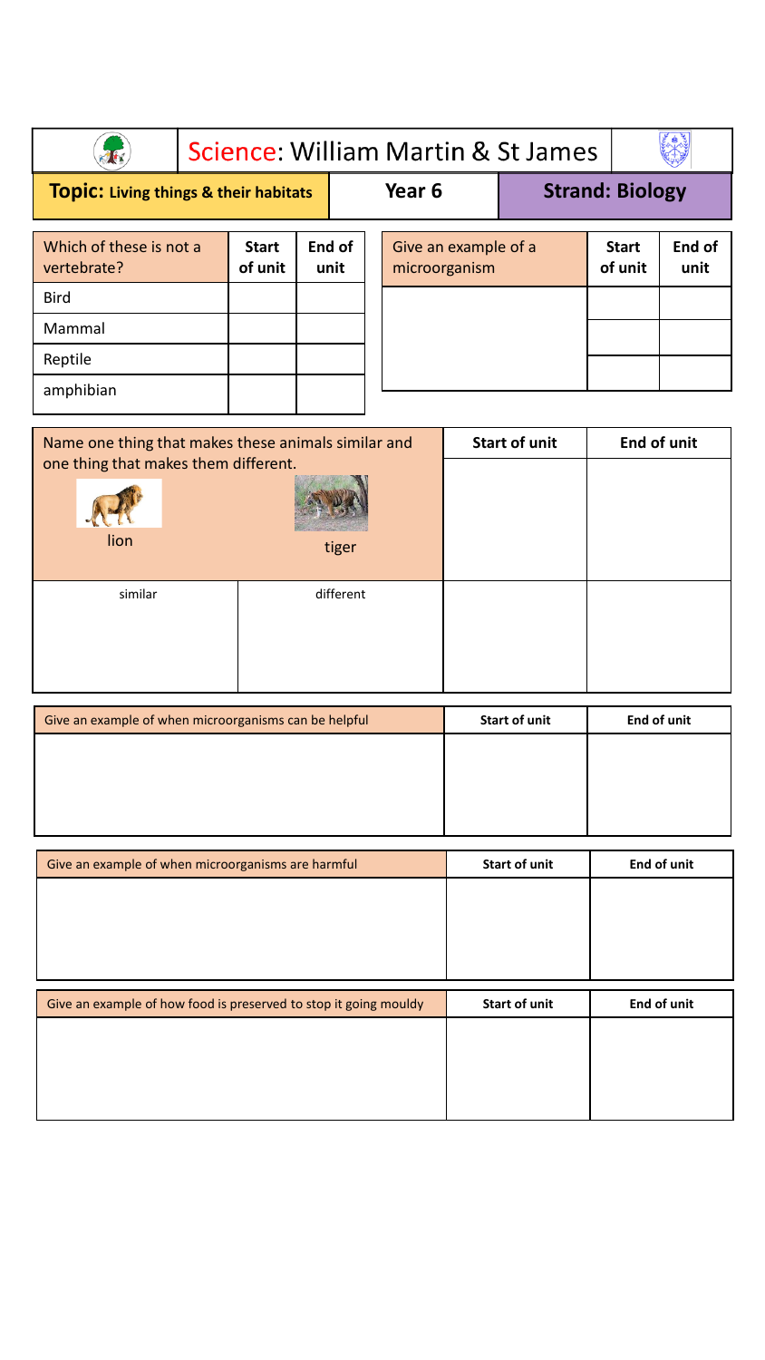# Science: William Martin & St James

| Topic: Living things & their habitats | Year 6 | Strand: Biology |
| --- | --- | --- |

| Which of these is not a vertebrate? | Start of unit | End of unit |
| --- | --- | --- |
| Bird | | |
| Mammal | | |
| Reptile | | |
| amphibian | | |

| Give an example of a microorganism | Start of unit | End of unit |
| --- | --- | --- |
| | | |
| | | |
| | | |

| Name one thing that makes these animals similar and one thing that makes them different. lion / tiger | | Start of unit | End of unit |
| --- | --- | --- | --- |
| similar | different | | |

| Give an example of when microorganisms can be helpful | Start of unit | End of unit |
| --- | --- | --- |
| | | |

| Give an example of when microorganisms are harmful | Start of unit | End of unit |
| --- | --- | --- |
| | | |

| Give an example of how food is preserved to stop it going mouldy | Start of unit | End of unit |
| --- | --- | --- |
| | | |